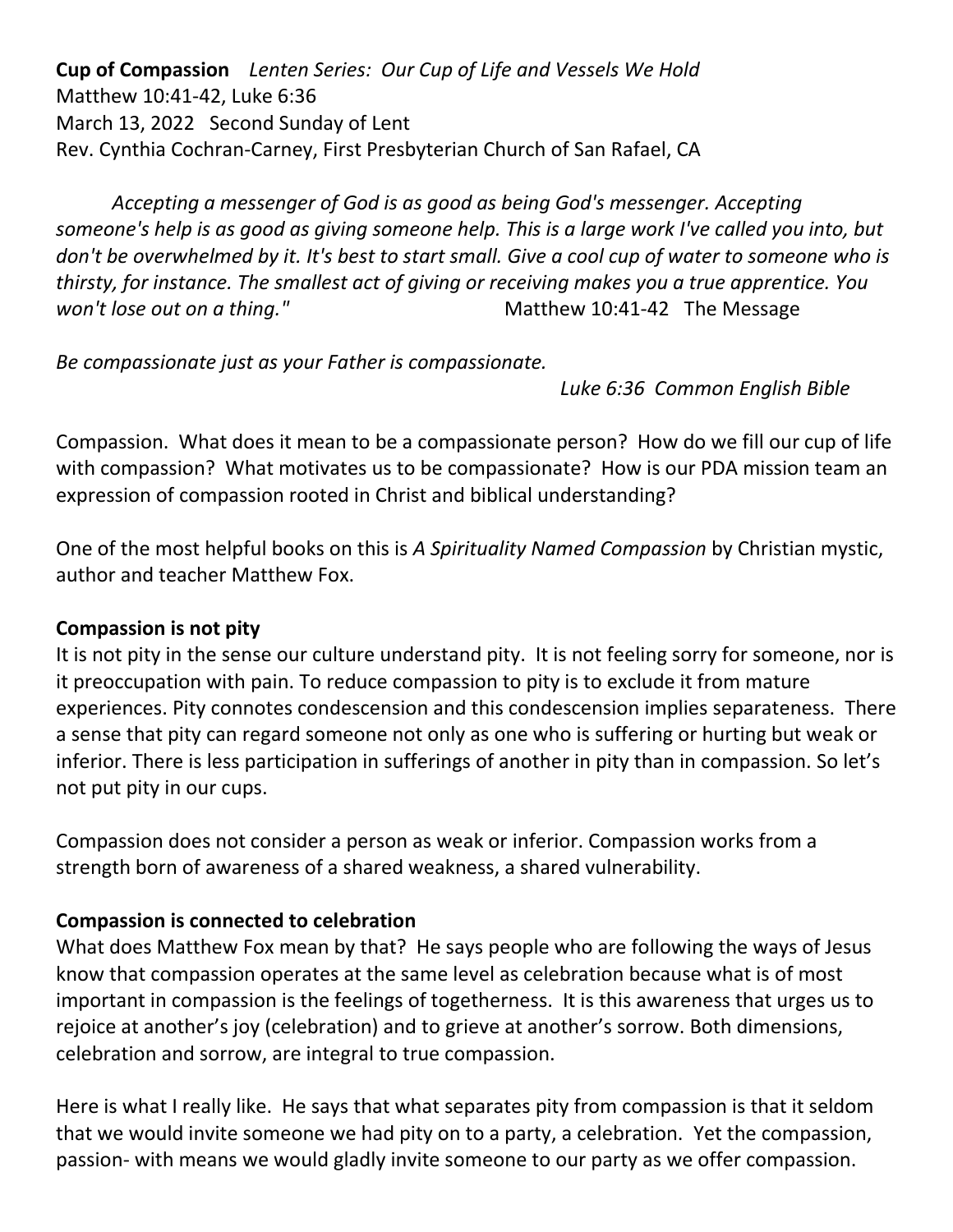**Cup of Compassion** *Lenten Series: Our Cup of Life and Vessels We Hold*
Matthew 10:41-42, Luke 6:36
March 13, 2022 Second Sunday of Lent
Rev. Cynthia Cochran-Carney, First Presbyterian Church of San Rafael, CA

*Accepting a messenger of God is as good as being God's messenger. Accepting someone's help is as good as giving someone help. This is a large work I've called you into, but don't be overwhelmed by it. It's best to start small. Give a cool cup of water to someone who is thirsty, for instance. The smallest act of giving or receiving makes you a true apprentice. You won't lose out on a thing."* Matthew 10:41-42 The Message

*Be compassionate just as your Father is compassionate.*
*Luke 6:36 Common English Bible*

Compassion. What does it mean to be a compassionate person? How do we fill our cup of life with compassion? What motivates us to be compassionate? How is our PDA mission team an expression of compassion rooted in Christ and biblical understanding?

One of the most helpful books on this is *A Spirituality Named Compassion* by Christian mystic, author and teacher Matthew Fox.

**Compassion is not pity**

It is not pity in the sense our culture understand pity. It is not feeling sorry for someone, nor is it preoccupation with pain. To reduce compassion to pity is to exclude it from mature experiences. Pity connotes condescension and this condescension implies separateness. There a sense that pity can regard someone not only as one who is suffering or hurting but weak or inferior. There is less participation in sufferings of another in pity than in compassion. So let's not put pity in our cups.

Compassion does not consider a person as weak or inferior. Compassion works from a strength born of awareness of a shared weakness, a shared vulnerability.

**Compassion is connected to celebration**

What does Matthew Fox mean by that? He says people who are following the ways of Jesus know that compassion operates at the same level as celebration because what is of most important in compassion is the feelings of togetherness. It is this awareness that urges us to rejoice at another's joy (celebration) and to grieve at another's sorrow. Both dimensions, celebration and sorrow, are integral to true compassion.

Here is what I really like. He says that what separates pity from compassion is that it seldom that we would invite someone we had pity on to a party, a celebration. Yet the compassion, passion- with means we would gladly invite someone to our party as we offer compassion.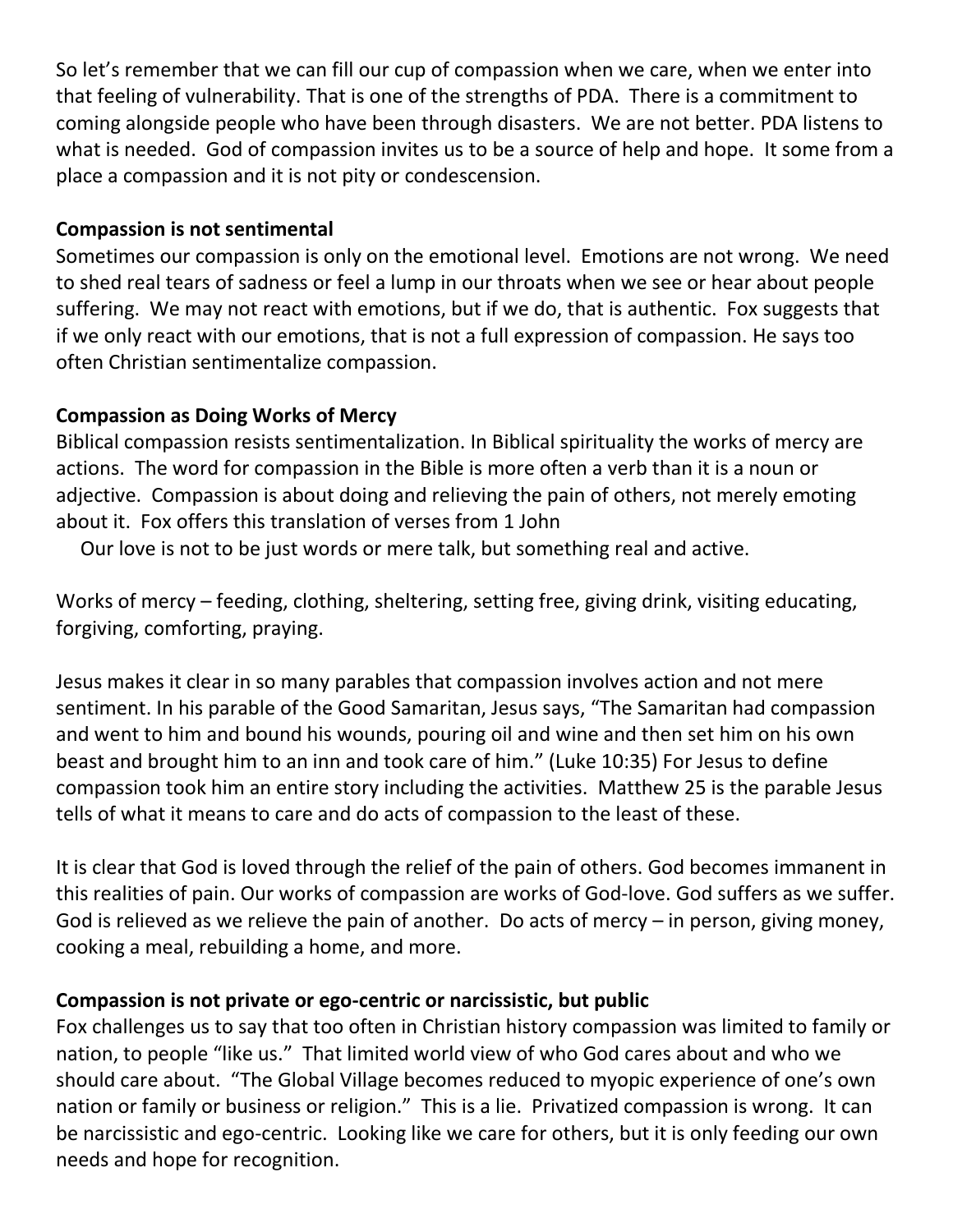So let's remember that we can fill our cup of compassion when we care, when we enter into that feeling of vulnerability. That is one of the strengths of PDA. There is a commitment to coming alongside people who have been through disasters. We are not better. PDA listens to what is needed. God of compassion invites us to be a source of help and hope. It some from a place a compassion and it is not pity or condescension.

**Compassion is not sentimental**

Sometimes our compassion is only on the emotional level. Emotions are not wrong. We need to shed real tears of sadness or feel a lump in our throats when we see or hear about people suffering. We may not react with emotions, but if we do, that is authentic. Fox suggests that if we only react with our emotions, that is not a full expression of compassion. He says too often Christian sentimentalize compassion.

**Compassion as Doing Works of Mercy**

Biblical compassion resists sentimentalization. In Biblical spirituality the works of mercy are actions. The word for compassion in the Bible is more often a verb than it is a noun or adjective. Compassion is about doing and relieving the pain of others, not merely emoting about it. Fox offers this translation of verses from 1 John

Our love is not to be just words or mere talk, but something real and active.

Works of mercy – feeding, clothing, sheltering, setting free, giving drink, visiting educating, forgiving, comforting, praying.

Jesus makes it clear in so many parables that compassion involves action and not mere sentiment. In his parable of the Good Samaritan, Jesus says, "The Samaritan had compassion and went to him and bound his wounds, pouring oil and wine and then set him on his own beast and brought him to an inn and took care of him." (Luke 10:35) For Jesus to define compassion took him an entire story including the activities. Matthew 25 is the parable Jesus tells of what it means to care and do acts of compassion to the least of these.

It is clear that God is loved through the relief of the pain of others. God becomes immanent in this realities of pain. Our works of compassion are works of God-love. God suffers as we suffer. God is relieved as we relieve the pain of another. Do acts of mercy – in person, giving money, cooking a meal, rebuilding a home, and more.

**Compassion is not private or ego-centric or narcissistic, but public**

Fox challenges us to say that too often in Christian history compassion was limited to family or nation, to people "like us." That limited world view of who God cares about and who we should care about. "The Global Village becomes reduced to myopic experience of one's own nation or family or business or religion." This is a lie. Privatized compassion is wrong. It can be narcissistic and ego-centric. Looking like we care for others, but it is only feeding our own needs and hope for recognition.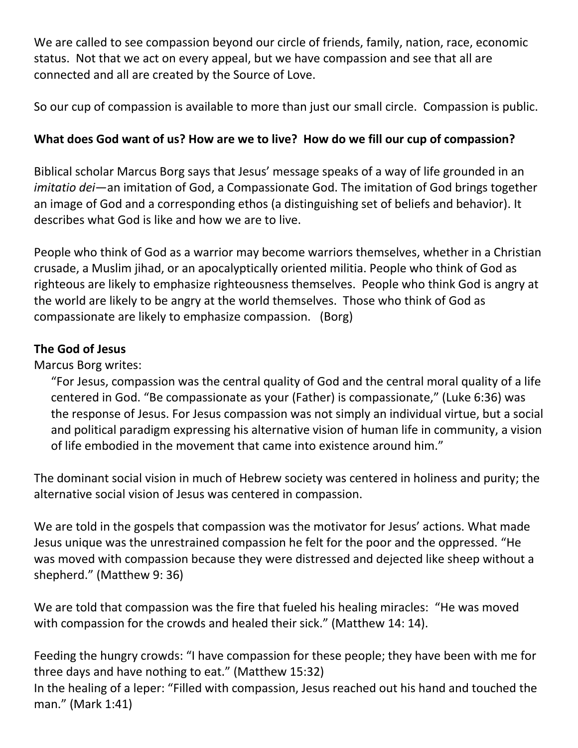We are called to see compassion beyond our circle of friends, family, nation, race, economic status. Not that we act on every appeal, but we have compassion and see that all are connected and all are created by the Source of Love.

So our cup of compassion is available to more than just our small circle. Compassion is public.

**What does God want of us? How are we to live? How do we fill our cup of compassion?**

Biblical scholar Marcus Borg says that Jesus' message speaks of a way of life grounded in an *imitatio dei*—an imitation of God, a Compassionate God. The imitation of God brings together an image of God and a corresponding ethos (a distinguishing set of beliefs and behavior). It describes what God is like and how we are to live.

People who think of God as a warrior may become warriors themselves, whether in a Christian crusade, a Muslim jihad, or an apocalyptically oriented militia. People who think of God as righteous are likely to emphasize righteousness themselves. People who think God is angry at the world are likely to be angry at the world themselves. Those who think of God as compassionate are likely to emphasize compassion. (Borg)

**The God of Jesus**

Marcus Borg writes:

> "For Jesus, compassion was the central quality of God and the central moral quality of a life centered in God. "Be compassionate as your (Father) is compassionate," (Luke 6:36) was the response of Jesus. For Jesus compassion was not simply an individual virtue, but a social and political paradigm expressing his alternative vision of human life in community, a vision of life embodied in the movement that came into existence around him."

The dominant social vision in much of Hebrew society was centered in holiness and purity; the alternative social vision of Jesus was centered in compassion.

We are told in the gospels that compassion was the motivator for Jesus' actions. What made Jesus unique was the unrestrained compassion he felt for the poor and the oppressed. "He was moved with compassion because they were distressed and dejected like sheep without a shepherd." (Matthew 9: 36)

We are told that compassion was the fire that fueled his healing miracles: "He was moved with compassion for the crowds and healed their sick." (Matthew 14: 14).

Feeding the hungry crowds: "I have compassion for these people; they have been with me for three days and have nothing to eat." (Matthew 15:32)
In the healing of a leper: "Filled with compassion, Jesus reached out his hand and touched the man." (Mark 1:41)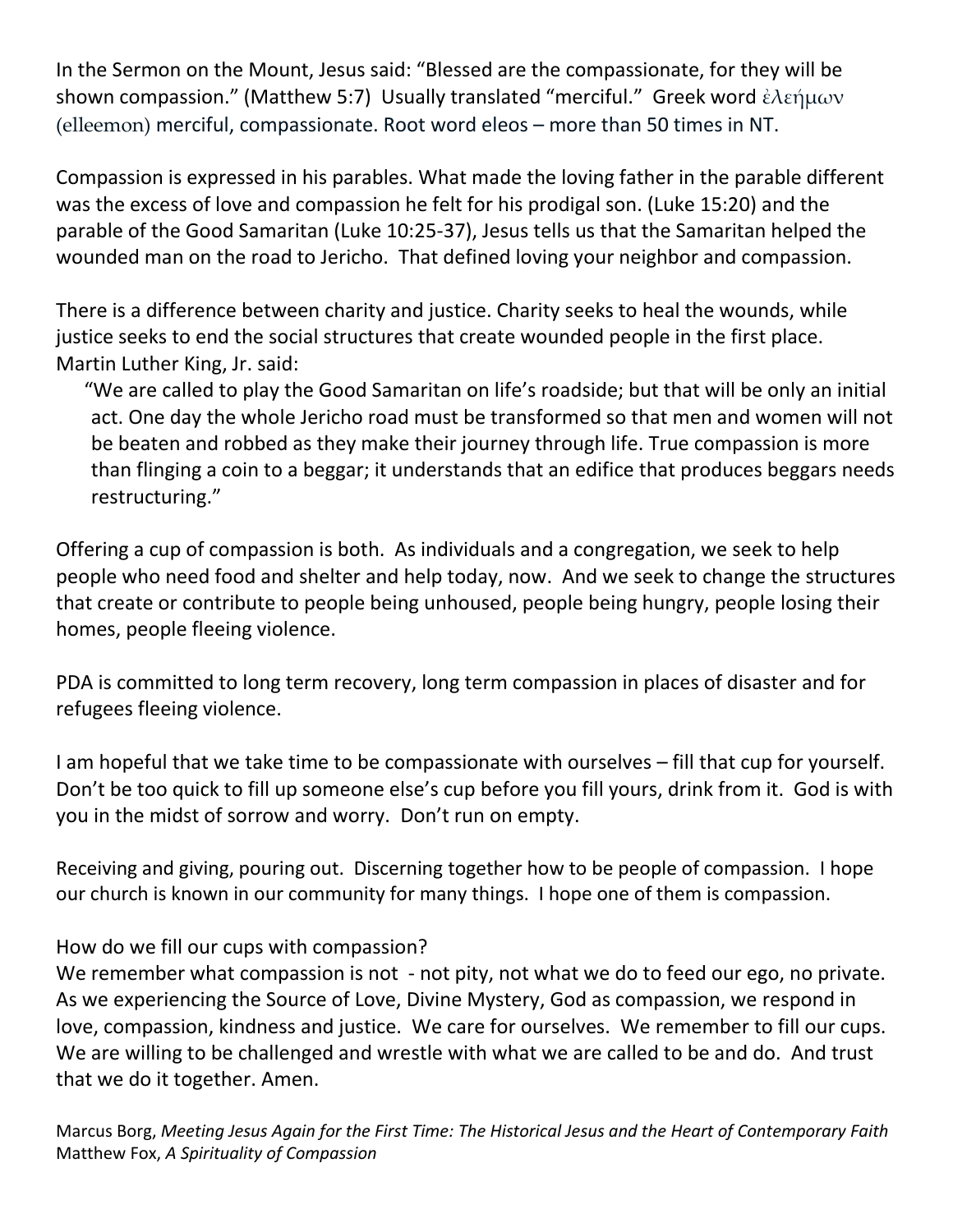In the Sermon on the Mount, Jesus said: "Blessed are the compassionate, for they will be shown compassion." (Matthew 5:7) Usually translated "merciful." Greek word ἐλεήμων (elleemon) merciful, compassionate. Root word eleos – more than 50 times in NT.

Compassion is expressed in his parables. What made the loving father in the parable different was the excess of love and compassion he felt for his prodigal son. (Luke 15:20) and the parable of the Good Samaritan (Luke 10:25-37), Jesus tells us that the Samaritan helped the wounded man on the road to Jericho. That defined loving your neighbor and compassion.

There is a difference between charity and justice. Charity seeks to heal the wounds, while justice seeks to end the social structures that create wounded people in the first place. Martin Luther King, Jr. said:

> "We are called to play the Good Samaritan on life's roadside; but that will be only an initial act. One day the whole Jericho road must be transformed so that men and women will not be beaten and robbed as they make their journey through life. True compassion is more than flinging a coin to a beggar; it understands that an edifice that produces beggars needs restructuring."

Offering a cup of compassion is both. As individuals and a congregation, we seek to help people who need food and shelter and help today, now. And we seek to change the structures that create or contribute to people being unhoused, people being hungry, people losing their homes, people fleeing violence.

PDA is committed to long term recovery, long term compassion in places of disaster and for refugees fleeing violence.

I am hopeful that we take time to be compassionate with ourselves – fill that cup for yourself. Don't be too quick to fill up someone else's cup before you fill yours, drink from it. God is with you in the midst of sorrow and worry. Don't run on empty.

Receiving and giving, pouring out. Discerning together how to be people of compassion. I hope our church is known in our community for many things. I hope one of them is compassion.

How do we fill our cups with compassion?
We remember what compassion is not - not pity, not what we do to feed our ego, no private. As we experiencing the Source of Love, Divine Mystery, God as compassion, we respond in love, compassion, kindness and justice. We care for ourselves. We remember to fill our cups. We are willing to be challenged and wrestle with what we are called to be and do. And trust that we do it together. Amen.

Marcus Borg, *Meeting Jesus Again for the First Time: The Historical Jesus and the Heart of Contemporary Faith*
Matthew Fox, *A Spirituality of Compassion*